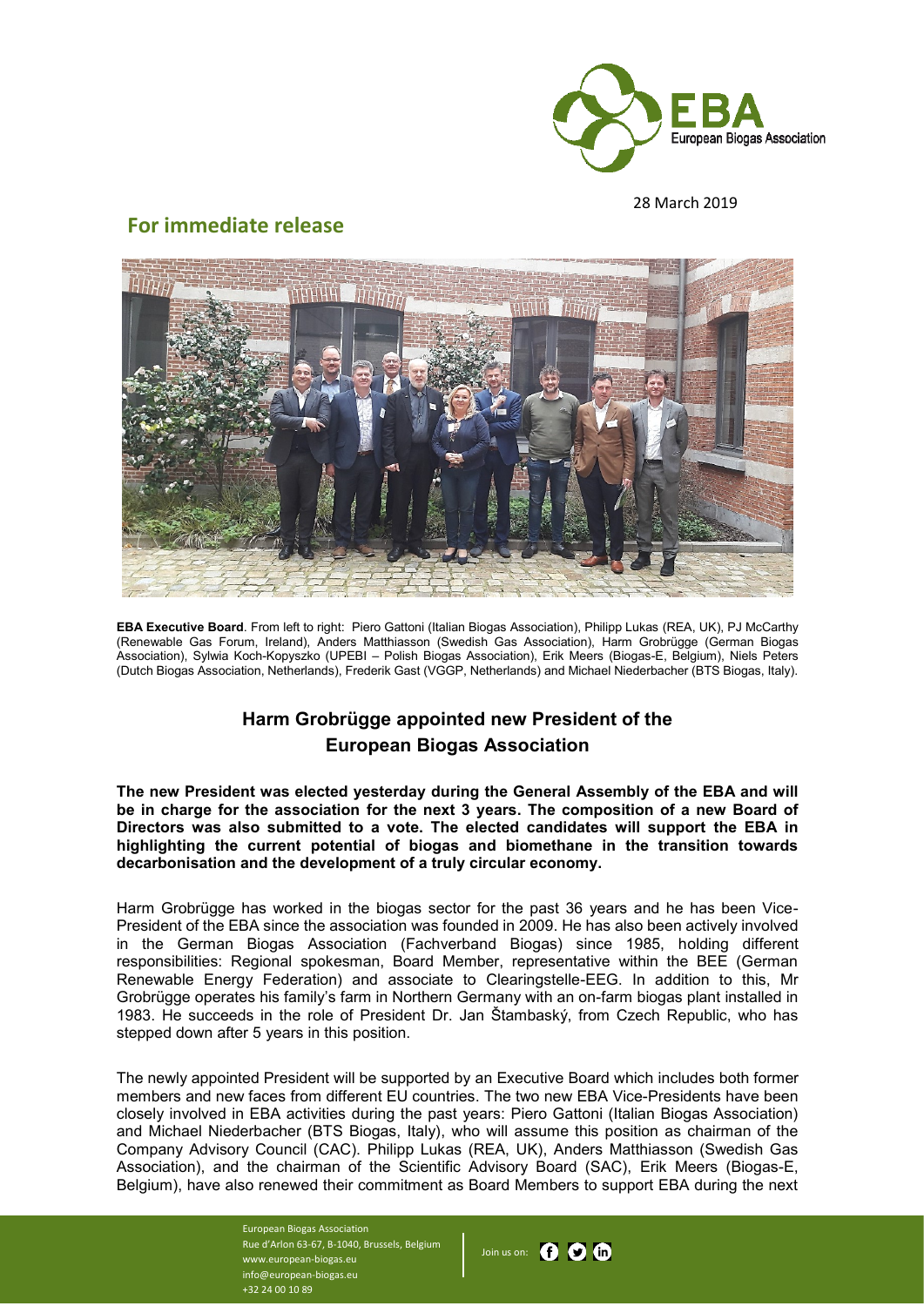28 March 2019

## For immediate release

**EBA Executive Board**. From left to right: Piero Gattoni (Italian Biogas Association), Philipp Lukas (REA, UK), PJ McCarthy (Renewable Gas Forum, Ireland), Anders Matthiasson (Swedish Gas Association), Harm Grobrügge (German Biogas Association), Sylwia Koch-Kopyszko (UPEBI – Polish Biogas Association), Erik Meers (Biogas-E, Belgium), Niels Peters (Dutch Biogas Association, Netherlands), Frederik Gast (VGGP, Netherlands) and Michael Niederbacher (BTS Biogas, Italy).

# Harm Grobrügge appointed new President of the European Biogas Association

**The new President was elected yesterday during the General Assembly of the EBA and will be in charge for the association for the next 3 years. The composition of a new Board of Directors was also submitted to a vote. The elected candidates will support the EBA in highlighting the current potential of biogas and biomethane in the transition towards decarbonisation and the development of a truly circular economy.**

Harm Grobrügge has worked in the biogas sector for the past 36 years and he has been Vice-President of the EBA since the association was founded in 2009. He has also been actively involved in the German Biogas Association (Fachverband Biogas) since 1985, holding different responsibilities: Regional spokesman, Board Member, representative within the BEE (German Renewable Energy Federation) and associate to Clearingstelle-EEG. In addition to this, Mr Grobrügge operates his family's farm in Northern Germany with an on-farm biogas plant installed in 1983. He succeeds in the role of President Dr. Jan Štambaský, from Czech Republic, who has stepped down after 5 years in this position.

The newly appointed President will be supported by an Executive Board which includes both former members and new faces from different EU countries. The two new EBA Vice-Presidents have been closely involved in EBA activities during the past years: Piero Gattoni (Italian Biogas Association) and Michael Niederbacher (BTS Biogas, Italy), who will assume this position as chairman of the Company Advisory Council (CAC). Philipp Lukas (REA, UK), Anders Matthiasson (Swedish Gas Association), and the chairman of the Scientific Advisory Board (SAC), Erik Meers (Biogas-E, Belgium), have also renewed their commitment as Board Members to support EBA during the next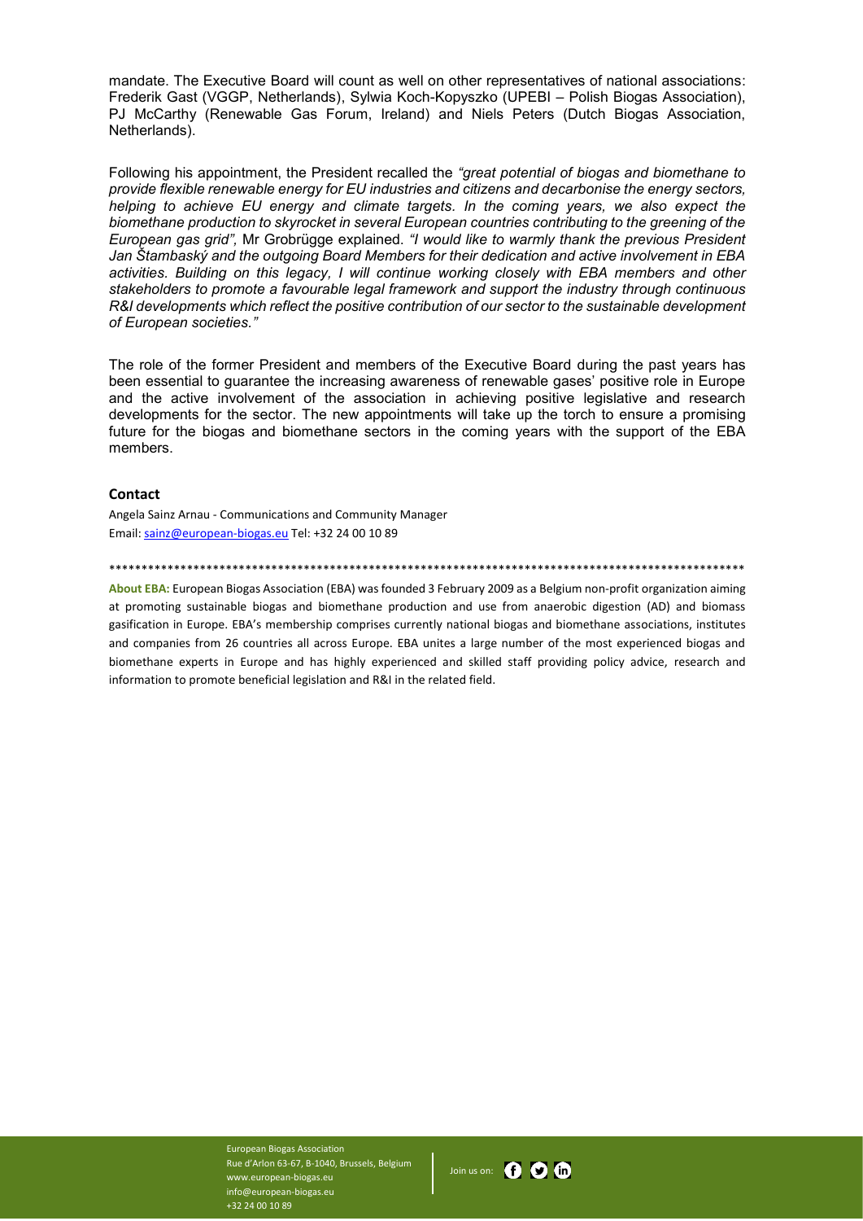mandate. The Executive Board will count as well on other representatives of national associations: Frederik Gast (VGGP, Netherlands), Sylwia Koch-Kopyszko (UPEBI – Polish Biogas Association), PJ McCarthy (Renewable Gas Forum, Ireland) and Niels Peters (Dutch Biogas Association, Netherlands).

Following his appointment, the President recalled the *"great potential of biogas and biomethane to provide flexible renewable energy for EU industries and citizens and decarbonise the energy sectors, helping to achieve EU energy and climate targets. In the coming years, we also expect the biomethane production to skyrocket in several European countries contributing to the greening of the European gas grid",* Mr Grobrügge explained. *"I would like to warmly thank the previous President Jan Štambaský and the outgoing Board Members for their dedication and active involvement in EBA activities. Building on this legacy, I will continue working closely with EBA members and other stakeholders to promote a favourable legal framework and support the industry through continuous R&I developments which reflect the positive contribution of our sector to the sustainable development of European societies."*

The role of the former President and members of the Executive Board during the past years has been essential to guarantee the increasing awareness of renewable gases' positive role in Europe and the active involvement of the association in achieving positive legislative and research developments for the sector. The new appointments will take up the torch to ensure a promising future for the biogas and biomethane sectors in the coming years with the support of the EBA members.

**Contact**

Angela Sainz Arnau - Communications and Community Manager
Email: sainz@european-biogas.eu Tel: +32 24 00 10 89

****************************************************************************************************

**About EBA:** European Biogas Association (EBA) was founded 3 February 2009 as a Belgium non-profit organization aiming at promoting sustainable biogas and biomethane production and use from anaerobic digestion (AD) and biomass gasification in Europe. EBA's membership comprises currently national biogas and biomethane associations, institutes and companies from 26 countries all across Europe. EBA unites a large number of the most experienced biogas and biomethane experts in Europe and has highly experienced and skilled staff providing policy advice, research and information to promote beneficial legislation and R&I in the related field.